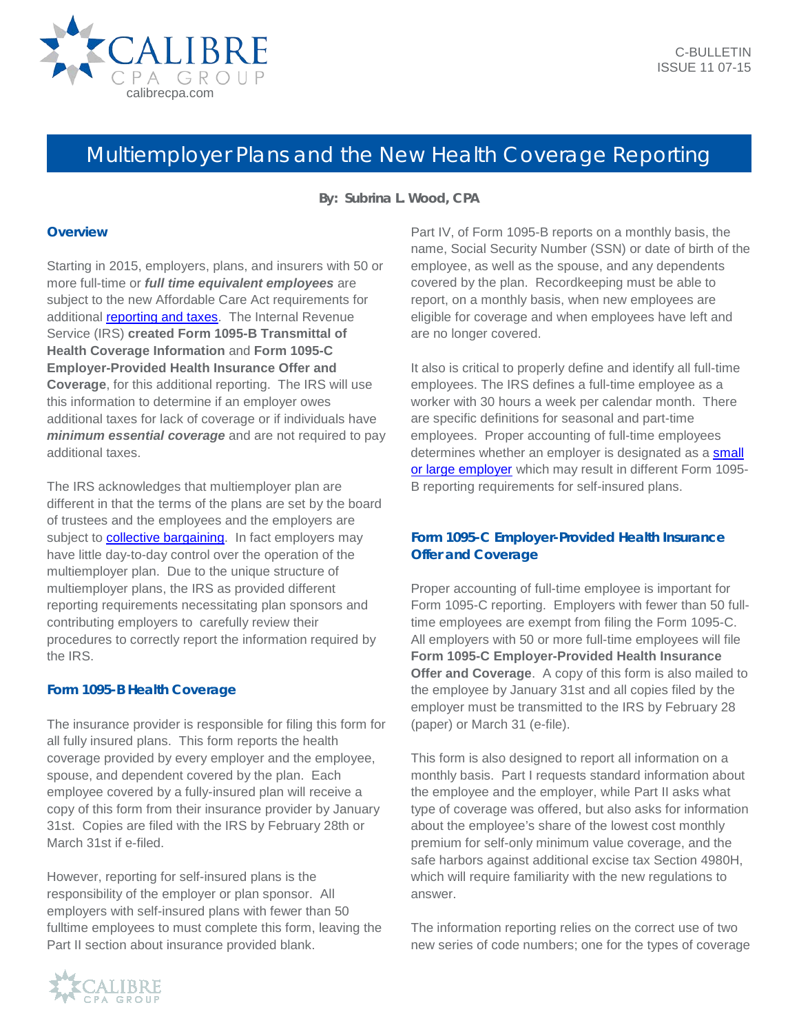C-BULLETIN
ISSUE 11 07-15

# Multiemployer Plans and the New Health Coverage Reporting

**By: Subrina L. Wood, CPA**

## Overview

Starting in 2015, employers, plans, and insurers with 50 or more full-time or ***full time equivalent employees*** are subject to the new Affordable Care Act requirements for additional reporting and taxes. The Internal Revenue Service (IRS) **created Form 1095-B Transmittal of Health Coverage Information** and **Form 1095-C Employer-Provided Health Insurance Offer and Coverage**, for this additional reporting. The IRS will use this information to determine if an employer owes additional taxes for lack of coverage or if individuals have ***minimum essential coverage*** and are not required to pay additional taxes.

The IRS acknowledges that multiemployer plan are different in that the terms of the plans are set by the board of trustees and the employees and the employers are subject to collective bargaining. In fact employers may have little day-to-day control over the operation of the multiemployer plan. Due to the unique structure of multiemployer plans, the IRS as provided different reporting requirements necessitating plan sponsors and contributing employers to carefully review their procedures to correctly report the information required by the IRS.

## Form 1095-B Health Coverage

The insurance provider is responsible for filing this form for all fully insured plans. This form reports the health coverage provided by every employer and the employee, spouse, and dependent covered by the plan. Each employee covered by a fully-insured plan will receive a copy of this form from their insurance provider by January 31st. Copies are filed with the IRS by February 28th or March 31st if e-filed.

However, reporting for self-insured plans is the responsibility of the employer or plan sponsor. All employers with self-insured plans with fewer than 50 fulltime employees to must complete this form, leaving the Part II section about insurance provided blank.

Part IV, of Form 1095-B reports on a monthly basis, the name, Social Security Number (SSN) or date of birth of the employee, as well as the spouse, and any dependents covered by the plan. Recordkeeping must be able to report, on a monthly basis, when new employees are eligible for coverage and when employees have left and are no longer covered.

It also is critical to properly define and identify all full-time employees. The IRS defines a full-time employee as a worker with 30 hours a week per calendar month. There are specific definitions for seasonal and part-time employees. Proper accounting of full-time employees determines whether an employer is designated as a small or large employer which may result in different Form 1095-B reporting requirements for self-insured plans.

## Form 1095-C Employer-Provided Health Insurance Offer and Coverage

Proper accounting of full-time employee is important for Form 1095-C reporting. Employers with fewer than 50 full-time employees are exempt from filing the Form 1095-C. All employers with 50 or more full-time employees will file **Form 1095-C Employer-Provided Health Insurance Offer and Coverage**. A copy of this form is also mailed to the employee by January 31st and all copies filed by the employer must be transmitted to the IRS by February 28 (paper) or March 31 (e-file).

This form is also designed to report all information on a monthly basis. Part I requests standard information about the employee and the employer, while Part II asks what type of coverage was offered, but also asks for information about the employee's share of the lowest cost monthly premium for self-only minimum value coverage, and the safe harbors against additional excise tax Section 4980H, which will require familiarity with the new regulations to answer.

The information reporting relies on the correct use of two new series of code numbers; one for the types of coverage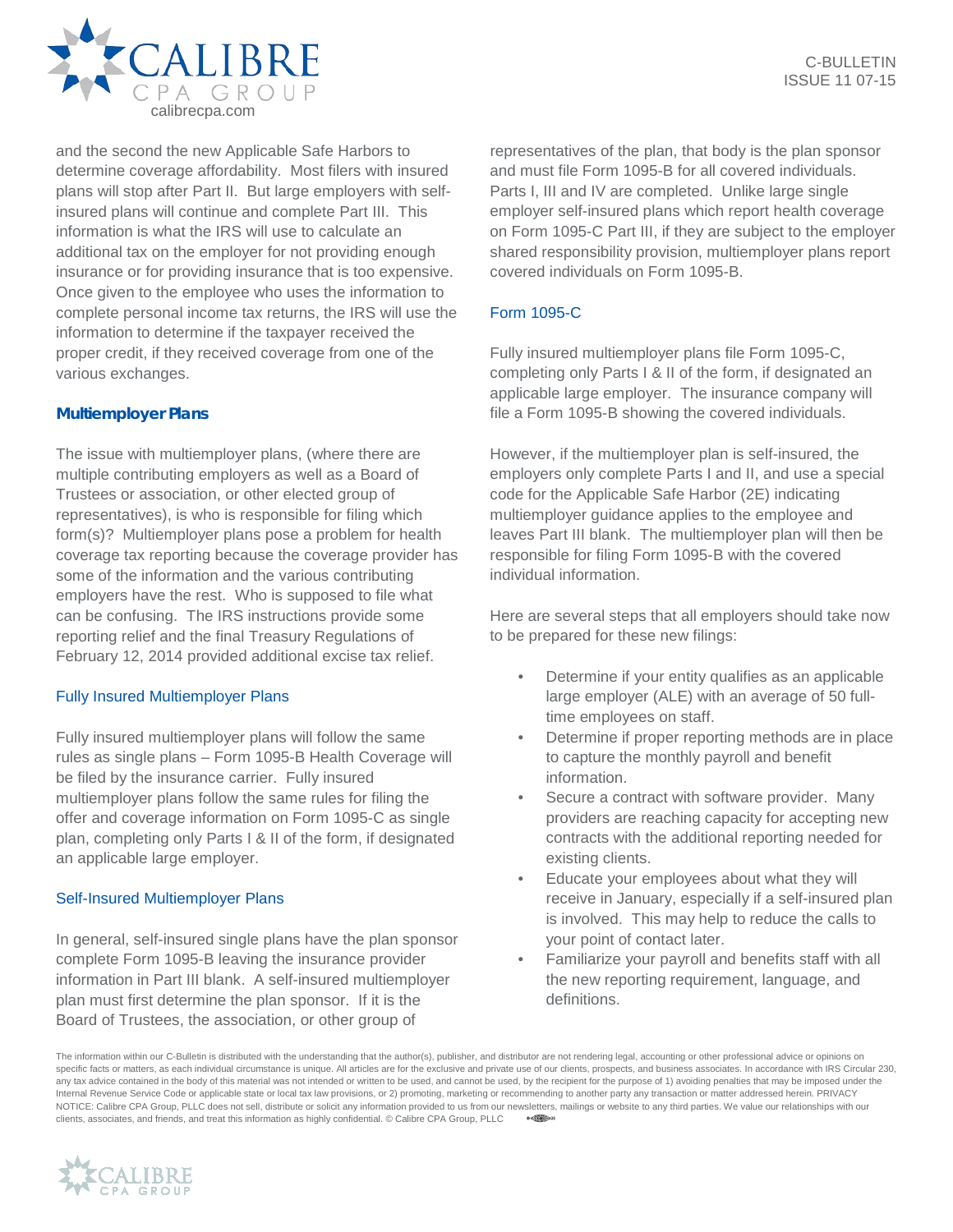and the second the new Applicable Safe Harbors to determine coverage affordability. Most filers with insured plans will stop after Part II. But large employers with self-insured plans will continue and complete Part III. This information is what the IRS will use to calculate an additional tax on the employer for not providing enough insurance or for providing insurance that is too expensive. Once given to the employee who uses the information to complete personal income tax returns, the IRS will use the information to determine if the taxpayer received the proper credit, if they received coverage from one of the various exchanges.

## Multiemployer Plans

The issue with multiemployer plans, (where there are multiple contributing employers as well as a Board of Trustees or association, or other elected group of representatives), is who is responsible for filing which form(s)? Multiemployer plans pose a problem for health coverage tax reporting because the coverage provider has some of the information and the various contributing employers have the rest. Who is supposed to file what can be confusing. The IRS instructions provide some reporting relief and the final Treasury Regulations of February 12, 2014 provided additional excise tax relief.

### Fully Insured Multiemployer Plans

Fully insured multiemployer plans will follow the same rules as single plans – Form 1095-B Health Coverage will be filed by the insurance carrier. Fully insured multiemployer plans follow the same rules for filing the offer and coverage information on Form 1095-C as single plan, completing only Parts I & II of the form, if designated an applicable large employer.

### Self-Insured Multiemployer Plans

In general, self-insured single plans have the plan sponsor complete Form 1095-B leaving the insurance provider information in Part III blank. A self-insured multiemployer plan must first determine the plan sponsor. If it is the Board of Trustees, the association, or other group of representatives of the plan, that body is the plan sponsor and must file Form 1095-B for all covered individuals. Parts I, III and IV are completed. Unlike large single employer self-insured plans which report health coverage on Form 1095-C Part III, if they are subject to the employer shared responsibility provision, multiemployer plans report covered individuals on Form 1095-B.

### Form 1095-C

Fully insured multiemployer plans file Form 1095-C, completing only Parts I & II of the form, if designated an applicable large employer. The insurance company will file a Form 1095-B showing the covered individuals.

However, if the multiemployer plan is self-insured, the employers only complete Parts I and II, and use a special code for the Applicable Safe Harbor (2E) indicating multiemployer guidance applies to the employee and leaves Part III blank. The multiemployer plan will then be responsible for filing Form 1095-B with the covered individual information.

Here are several steps that all employers should take now to be prepared for these new filings:

- Determine if your entity qualifies as an applicable large employer (ALE) with an average of 50 full-time employees on staff.
- Determine if proper reporting methods are in place to capture the monthly payroll and benefit information.
- Secure a contract with software provider. Many providers are reaching capacity for accepting new contracts with the additional reporting needed for existing clients.
- Educate your employees about what they will receive in January, especially if a self-insured plan is involved. This may help to reduce the calls to your point of contact later.
- Familiarize your payroll and benefits staff with all the new reporting requirement, language, and definitions.

The information within our C-Bulletin is distributed with the understanding that the author(s), publisher, and distributor are not rendering legal, accounting or other professional advice or opinions on specific facts or matters, as each individual circumstance is unique. All articles are for the exclusive and private use of our clients, prospects, and business associates. In accordance with IRS Circular 230, any tax advice contained in the body of this material was not intended or written to be used, and cannot be used, by the recipient for the purpose of 1) avoiding penalties that may be imposed under the Internal Revenue Service Code or applicable state or local tax law provisions, or 2) promoting, marketing or recommending to another party any transaction or matter addressed herein. PRIVACY NOTICE: Calibre CPA Group, PLLC does not sell, distribute or solicit any information provided to us from our newsletters, mailings or website to any third parties. We value our relationships with our clients, associates, and friends, and treat this information as highly confidential. © Calibre CPA Group, PLLC